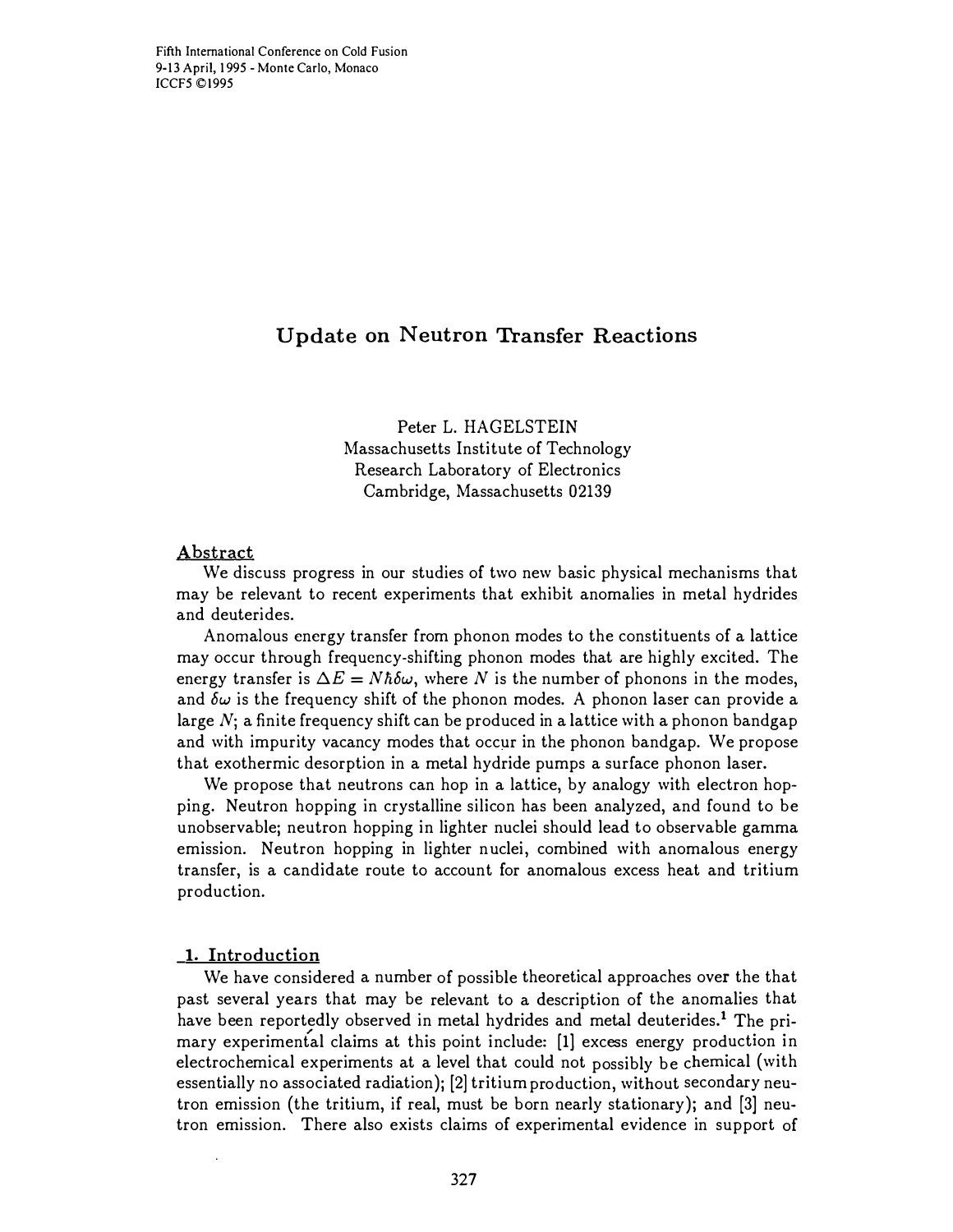Fifth International Conference on Cold Fusion
9-13 April, 1995 - Monte Carlo, Monaco
ICCF5 ©1995

# Update on Neutron Transfer Reactions

Peter L. HAGELSTEIN
Massachusetts Institute of Technology
Research Laboratory of Electronics
Cambridge, Massachusetts 02139

## Abstract

We discuss progress in our studies of two new basic physical mechanisms that may be relevant to recent experiments that exhibit anomalies in metal hydrides and deuterides.

Anomalous energy transfer from phonon modes to the constituents of a lattice may occur through frequency-shifting phonon modes that are highly excited. The energy transfer is $\Delta E = N\hbar\delta\omega$, where $N$ is the number of phonons in the modes, and $\delta\omega$ is the frequency shift of the phonon modes. A phonon laser can provide a large $N$; a finite frequency shift can be produced in a lattice with a phonon bandgap and with impurity vacancy modes that occur in the phonon bandgap. We propose that exothermic desorption in a metal hydride pumps a surface phonon laser.

We propose that neutrons can hop in a lattice, by analogy with electron hopping. Neutron hopping in crystalline silicon has been analyzed, and found to be unobservable; neutron hopping in lighter nuclei should lead to observable gamma emission. Neutron hopping in lighter nuclei, combined with anomalous energy transfer, is a candidate route to account for anomalous excess heat and tritium production.

## 1. Introduction

We have considered a number of possible theoretical approaches over the that past several years that may be relevant to a description of the anomalies that have been reportedly observed in metal hydrides and metal deuterides.[1] The primary experimental claims at this point include: [1] excess energy production in electrochemical experiments at a level that could not possibly be chemical (with essentially no associated radiation); [2] tritium production, without secondary neutron emission (the tritium, if real, must be born nearly stationary); and [3] neutron emission. There also exists claims of experimental evidence in support of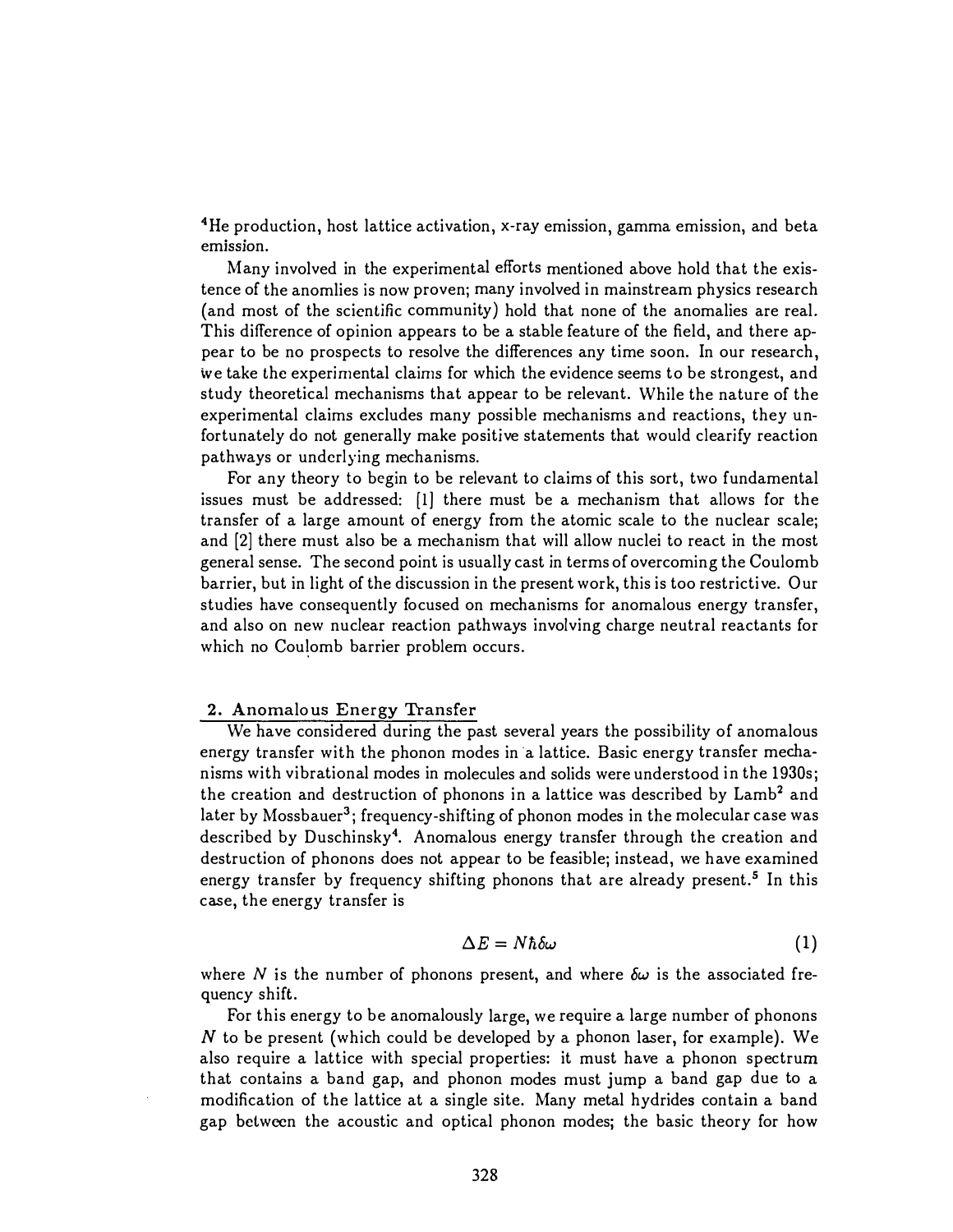$^4$He production, host lattice activation, x-ray emission, gamma emission, and beta emission.

Many involved in the experimental efforts mentioned above hold that the existence of the anomlies is now proven; many involved in mainstream physics research (and most of the scientific community) hold that none of the anomalies are real. This difference of opinion appears to be a stable feature of the field, and there appear to be no prospects to resolve the differences any time soon. In our research, we take the experimental claims for which the evidence seems to be strongest, and study theoretical mechanisms that appear to be relevant. While the nature of the experimental claims excludes many possible mechanisms and reactions, they unfortunately do not generally make positive statements that would clearify reaction pathways or underlying mechanisms.

For any theory to begin to be relevant to claims of this sort, two fundamental issues must be addressed: [1] there must be a mechanism that allows for the transfer of a large amount of energy from the atomic scale to the nuclear scale; and [2] there must also be a mechanism that will allow nuclei to react in the most general sense. The second point is usually cast in terms of overcoming the Coulomb barrier, but in light of the discussion in the present work, this is too restrictive. Our studies have consequently focused on mechanisms for anomalous energy transfer, and also on new nuclear reaction pathways involving charge neutral reactants for which no Coulomb barrier problem occurs.

## 2. Anomalous Energy Transfer

We have considered during the past several years the possibility of anomalous energy transfer with the phonon modes in a lattice. Basic energy transfer mechanisms with vibrational modes in molecules and solids were understood in the 1930s; the creation and destruction of phonons in a lattice was described by Lamb[2] and later by Mossbauer[3]; frequency-shifting of phonon modes in the molecular case was described by Duschinsky[4]. Anomalous energy transfer through the creation and destruction of phonons does not appear to be feasible; instead, we have examined energy transfer by frequency shifting phonons that are already present.[5] In this case, the energy transfer is

$$\Delta E = N\hbar\delta\omega \tag{1}$$

where $N$ is the number of phonons present, and where $\delta\omega$ is the associated frequency shift.

For this energy to be anomalously large, we require a large number of phonons $N$ to be present (which could be developed by a phonon laser, for example). We also require a lattice with special properties: it must have a phonon spectrum that contains a band gap, and phonon modes must jump a band gap due to a modification of the lattice at a single site. Many metal hydrides contain a band gap between the acoustic and optical phonon modes; the basic theory for how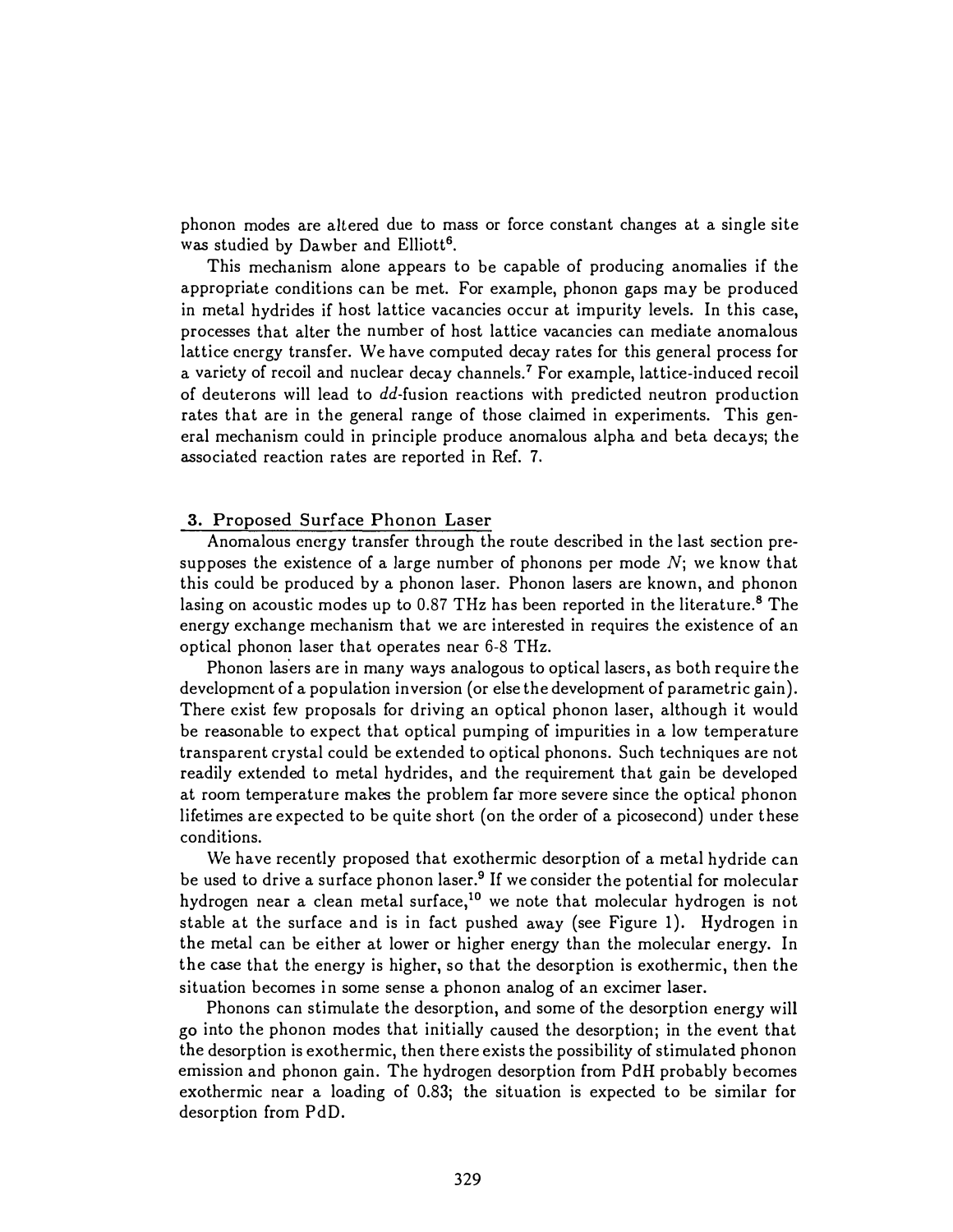phonon modes are altered due to mass or force constant changes at a single site was studied by Dawber and Elliott[6].

This mechanism alone appears to be capable of producing anomalies if the appropriate conditions can be met. For example, phonon gaps may be produced in metal hydrides if host lattice vacancies occur at impurity levels. In this case, processes that alter the number of host lattice vacancies can mediate anomalous lattice energy transfer. We have computed decay rates for this general process for a variety of recoil and nuclear decay channels.[7] For example, lattice-induced recoil of deuterons will lead to *dd*-fusion reactions with predicted neutron production rates that are in the general range of those claimed in experiments. This general mechanism could in principle produce anomalous alpha and beta decays; the associated reaction rates are reported in Ref. 7.

## 3. Proposed Surface Phonon Laser

Anomalous energy transfer through the route described in the last section presupposes the existence of a large number of phonons per mode $N$; we know that this could be produced by a phonon laser. Phonon lasers are known, and phonon lasing on acoustic modes up to 0.87 THz has been reported in the literature.[8] The energy exchange mechanism that we are interested in requires the existence of an optical phonon laser that operates near 6-8 THz.

Phonon lasers are in many ways analogous to optical lasers, as both require the development of a population inversion (or else the development of parametric gain). There exist few proposals for driving an optical phonon laser, although it would be reasonable to expect that optical pumping of impurities in a low temperature transparent crystal could be extended to optical phonons. Such techniques are not readily extended to metal hydrides, and the requirement that gain be developed at room temperature makes the problem far more severe since the optical phonon lifetimes are expected to be quite short (on the order of a picosecond) under these conditions.

We have recently proposed that exothermic desorption of a metal hydride can be used to drive a surface phonon laser.[9] If we consider the potential for molecular hydrogen near a clean metal surface,[10] we note that molecular hydrogen is not stable at the surface and is in fact pushed away (see Figure 1). Hydrogen in the metal can be either at lower or higher energy than the molecular energy. In the case that the energy is higher, so that the desorption is exothermic, then the situation becomes in some sense a phonon analog of an excimer laser.

Phonons can stimulate the desorption, and some of the desorption energy will go into the phonon modes that initially caused the desorption; in the event that the desorption is exothermic, then there exists the possibility of stimulated phonon emission and phonon gain. The hydrogen desorption from PdH probably becomes exothermic near a loading of 0.83; the situation is expected to be similar for desorption from PdD.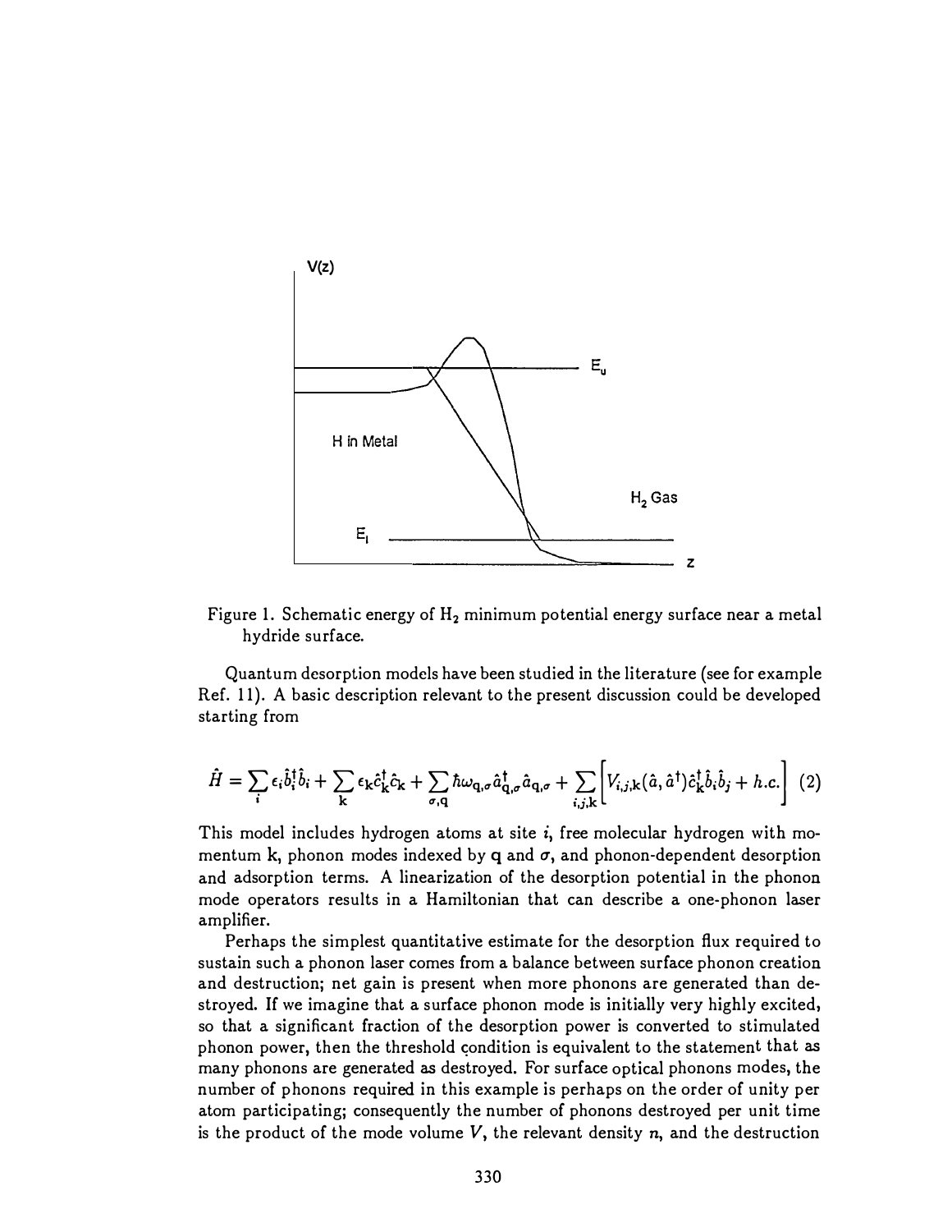Figure 1. Schematic energy of $H_2$ minimum potential energy surface near a metal hydride surface.

Quantum desorption models have been studied in the literature (see for example Ref. 11). A basic description relevant to the present discussion could be developed starting from

$$\hat{H} = \sum_i \epsilon_i \hat{b}_i^\dagger \hat{b}_i + \sum_{\mathbf{k}} \epsilon_{\mathbf{k}} \hat{c}_{\mathbf{k}}^\dagger \hat{c}_{\mathbf{k}} + \sum_{\sigma,\mathbf{q}} \hbar \omega_{\mathbf{q},\sigma} \hat{a}_{\mathbf{q},\sigma}^\dagger \hat{a}_{\mathbf{q},\sigma} + \sum_{i,j,\mathbf{k}} \left[ V_{i,j,\mathbf{k}}(\hat{a}, \hat{a}^\dagger) \hat{c}_{\mathbf{k}}^\dagger \hat{b}_i \hat{b}_j + h.c. \right] \quad (2)$$

This model includes hydrogen atoms at site $i$, free molecular hydrogen with momentum $\mathbf{k}$, phonon modes indexed by $\mathbf{q}$ and $\sigma$, and phonon-dependent desorption and adsorption terms. A linearization of the desorption potential in the phonon mode operators results in a Hamiltonian that can describe a one-phonon laser amplifier.

Perhaps the simplest quantitative estimate for the desorption flux required to sustain such a phonon laser comes from a balance between surface phonon creation and destruction; net gain is present when more phonons are generated than destroyed. If we imagine that a surface phonon mode is initially very highly excited, so that a significant fraction of the desorption power is converted to stimulated phonon power, then the threshold condition is equivalent to the statement that as many phonons are generated as destroyed. For surface optical phonons modes, the number of phonons required in this example is perhaps on the order of unity per atom participating; consequently the number of phonons destroyed per unit time is the product of the mode volume $V$, the relevant density $n$, and the destruction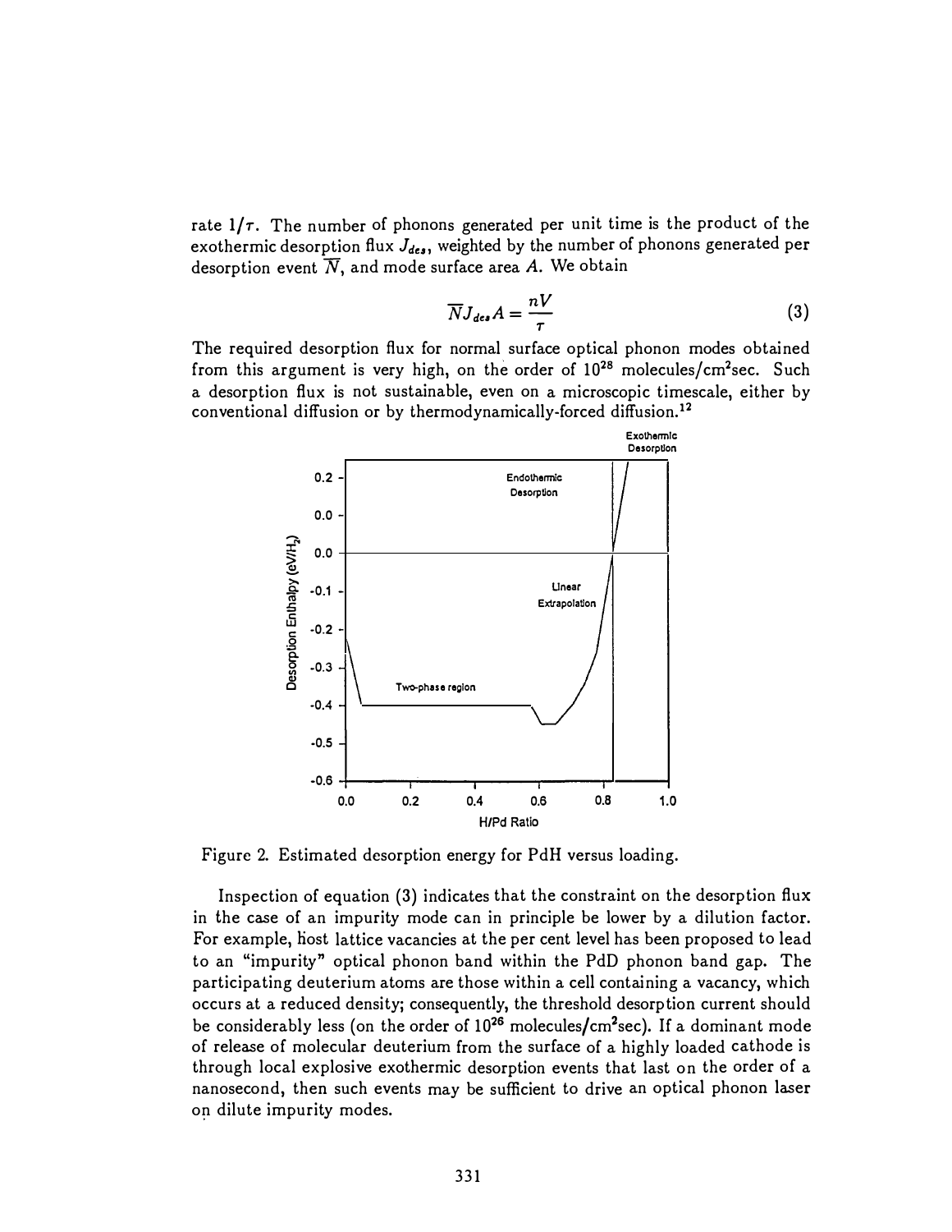rate $1/\tau$. The number of phonons generated per unit time is the product of the exothermic desorption flux $J_{des}$, weighted by the number of phonons generated per desorption event $\overline{N}$, and mode surface area $A$. We obtain

$$\overline{N} J_{des} A = \frac{nV}{\tau} \tag{3}$$

The required desorption flux for normal surface optical phonon modes obtained from this argument is very high, on the order of $10^{28}$ molecules/cm$^2$sec. Such a desorption flux is not sustainable, even on a microscopic timescale, either by conventional diffusion or by thermodynamically-forced diffusion.[12]

Figure 2. Estimated desorption energy for PdH versus loading.

Inspection of equation (3) indicates that the constraint on the desorption flux in the case of an impurity mode can in principle be lower by a dilution factor. For example, host lattice vacancies at the per cent level has been proposed to lead to an "impurity" optical phonon band within the PdD phonon band gap. The participating deuterium atoms are those within a cell containing a vacancy, which occurs at a reduced density; consequently, the threshold desorption current should be considerably less (on the order of $10^{26}$ molecules/cm$^2$sec). If a dominant mode of release of molecular deuterium from the surface of a highly loaded cathode is through local explosive exothermic desorption events that last on the order of a nanosecond, then such events may be sufficient to drive an optical phonon laser on dilute impurity modes.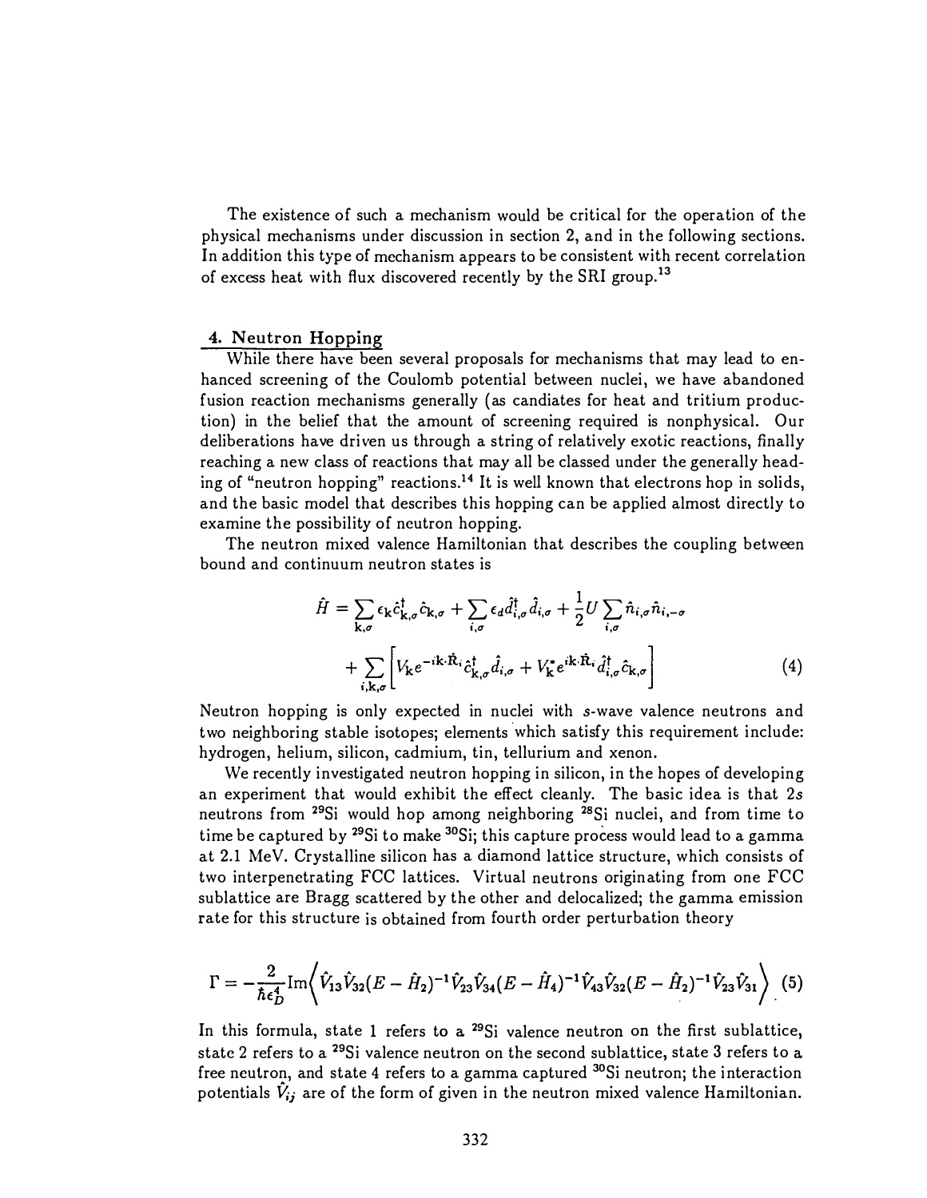The existence of such a mechanism would be critical for the operation of the physical mechanisms under discussion in section 2, and in the following sections. In addition this type of mechanism appears to be consistent with recent correlation of excess heat with flux discovered recently by the SRI group.[13]

## 4. Neutron Hopping

While there have been several proposals for mechanisms that may lead to enhanced screening of the Coulomb potential between nuclei, we have abandoned fusion reaction mechanisms generally (as candiates for heat and tritium production) in the belief that the amount of screening required is nonphysical. Our deliberations have driven us through a string of relatively exotic reactions, finally reaching a new class of reactions that may all be classed under the generally heading of "neutron hopping" reactions.[14] It is well known that electrons hop in solids, and the basic model that describes this hopping can be applied almost directly to examine the possibility of neutron hopping.

The neutron mixed valence Hamiltonian that describes the coupling between bound and continuum neutron states is

$$\hat{H} = \sum_{\mathbf{k},\sigma} \epsilon_{\mathbf{k}} \hat{c}^{\dagger}_{\mathbf{k},\sigma} \hat{c}_{\mathbf{k},\sigma} + \sum_{i,\sigma} \epsilon_d \hat{d}^{\dagger}_{i,\sigma} \hat{d}_{i,\sigma} + \frac{1}{2} U \sum_{i,\sigma} \hat{n}_{i,\sigma} \hat{n}_{i,-\sigma} + \sum_{i,\mathbf{k},\sigma} \left[ V_{\mathbf{k}} e^{-i\mathbf{k}\cdot\hat{\mathbf{R}}_i} \hat{c}^{\dagger}_{\mathbf{k},\sigma} \hat{d}_{i,\sigma} + V^{*}_{\mathbf{k}} e^{i\mathbf{k}\cdot\hat{\mathbf{R}}_i} \hat{d}^{\dagger}_{i,\sigma} \hat{c}_{\mathbf{k},\sigma} \right] \tag{4}$$

Neutron hopping is only expected in nuclei with $s$-wave valence neutrons and two neighboring stable isotopes; elements which satisfy this requirement include: hydrogen, helium, silicon, cadmium, tin, tellurium and xenon.

We recently investigated neutron hopping in silicon, in the hopes of developing an experiment that would exhibit the effect cleanly. The basic idea is that $2s$ neutrons from $^{29}Si$ would hop among neighboring $^{28}Si$ nuclei, and from time to time be captured by $^{29}Si$ to make $^{30}Si$; this capture process would lead to a gamma at 2.1 MeV. Crystalline silicon has a diamond lattice structure, which consists of two interpenetrating FCC lattices. Virtual neutrons originating from one FCC sublattice are Bragg scattered by the other and delocalized; the gamma emission rate for this structure is obtained from fourth order perturbation theory

$$\Gamma = -\frac{2}{\hbar \epsilon_D^4} \text{Im} \left\langle \hat{V}_{13} \hat{V}_{32} (E - \hat{H}_2)^{-1} \hat{V}_{23} \hat{V}_{34} (E - \hat{H}_4)^{-1} \hat{V}_{43} \hat{V}_{32} (E - \hat{H}_2)^{-1} \hat{V}_{23} \hat{V}_{31} \right\rangle \tag{5}$$

In this formula, state 1 refers to a $^{29}Si$ valence neutron on the first sublattice, state 2 refers to a $^{29}Si$ valence neutron on the second sublattice, state 3 refers to a free neutron, and state 4 refers to a gamma captured $^{30}Si$ neutron; the interaction potentials $\hat{V}_{ij}$ are of the form of given in the neutron mixed valence Hamiltonian.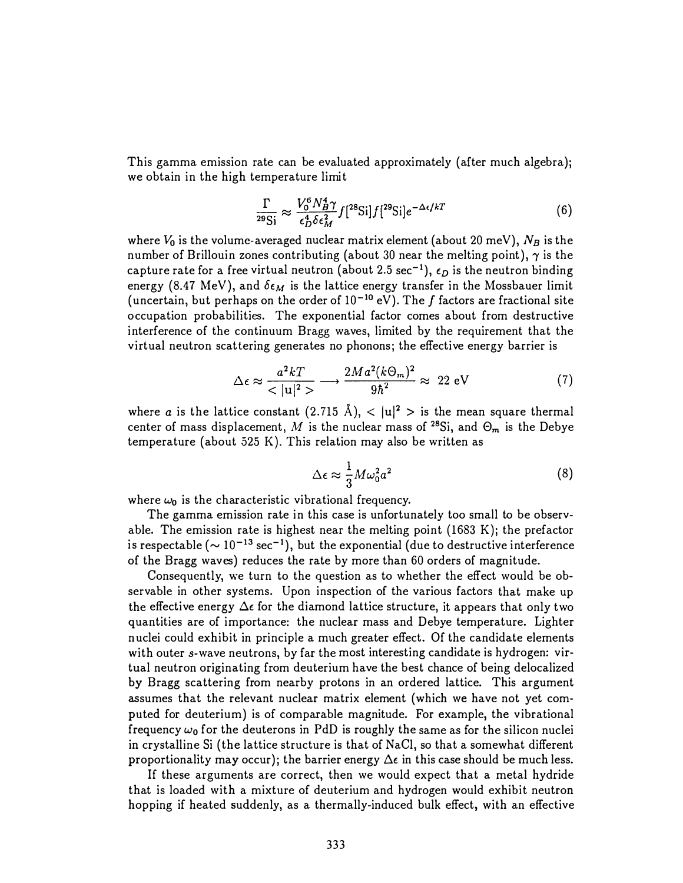This gamma emission rate can be evaluated approximately (after much algebra); we obtain in the high temperature limit

$$\frac{\Gamma}{^{29}\mathrm{Si}} \approx \frac{V_0^6 N_B^4 \gamma}{\epsilon_D^4 \delta\epsilon_M^2} f[^{28}\mathrm{Si}] f[^{29}\mathrm{Si}] e^{-\Delta\epsilon/kT} \tag{6}$$

where $V_0$ is the volume-averaged nuclear matrix element (about 20 meV), $N_B$ is the number of Brillouin zones contributing (about 30 near the melting point), $\gamma$ is the capture rate for a free virtual neutron (about 2.5 $\sec^{-1}$), $\epsilon_D$ is the neutron binding energy (8.47 MeV), and $\delta\epsilon_M$ is the lattice energy transfer in the Mossbauer limit (uncertain, but perhaps on the order of $10^{-10}$ eV). The $f$ factors are fractional site occupation probabilities. The exponential factor comes about from destructive interference of the continuum Bragg waves, limited by the requirement that the virtual neutron scattering generates no phonons; the effective energy barrier is

$$\Delta\epsilon \approx \frac{a^2 kT}{<|\mathbf{u}|^2>} \longrightarrow \frac{2Ma^2(k\Theta_m)^2}{9\hbar^2} \approx 22 \text{ eV} \tag{7}$$

where $a$ is the lattice constant (2.715 Å), $<|\mathbf{u}|^2>$ is the mean square thermal center of mass displacement, $M$ is the nuclear mass of $^{28}$Si, and $\Theta_m$ is the Debye temperature (about 525 K). This relation may also be written as

$$\Delta\epsilon \approx \frac{1}{3} M\omega_0^2 a^2 \tag{8}$$

where $\omega_0$ is the characteristic vibrational frequency.

The gamma emission rate in this case is unfortunately too small to be observable. The emission rate is highest near the melting point (1683 K); the prefactor is respectable ($\sim 10^{-13}$ $\sec^{-1}$), but the exponential (due to destructive interference of the Bragg waves) reduces the rate by more than 60 orders of magnitude.

Consequently, we turn to the question as to whether the effect would be observable in other systems. Upon inspection of the various factors that make up the effective energy $\Delta\epsilon$ for the diamond lattice structure, it appears that only two quantities are of importance: the nuclear mass and Debye temperature. Lighter nuclei could exhibit in principle a much greater effect. Of the candidate elements with outer $s$-wave neutrons, by far the most interesting candidate is hydrogen: virtual neutron originating from deuterium have the best chance of being delocalized by Bragg scattering from nearby protons in an ordered lattice. This argument assumes that the relevant nuclear matrix element (which we have not yet computed for deuterium) is of comparable magnitude. For example, the vibrational frequency $\omega_0$ for the deuterons in PdD is roughly the same as for the silicon nuclei in crystalline Si (the lattice structure is that of NaCl, so that a somewhat different proportionality may occur); the barrier energy $\Delta\epsilon$ in this case should be much less.

If these arguments are correct, then we would expect that a metal hydride that is loaded with a mixture of deuterium and hydrogen would exhibit neutron hopping if heated suddenly, as a thermally-induced bulk effect, with an effective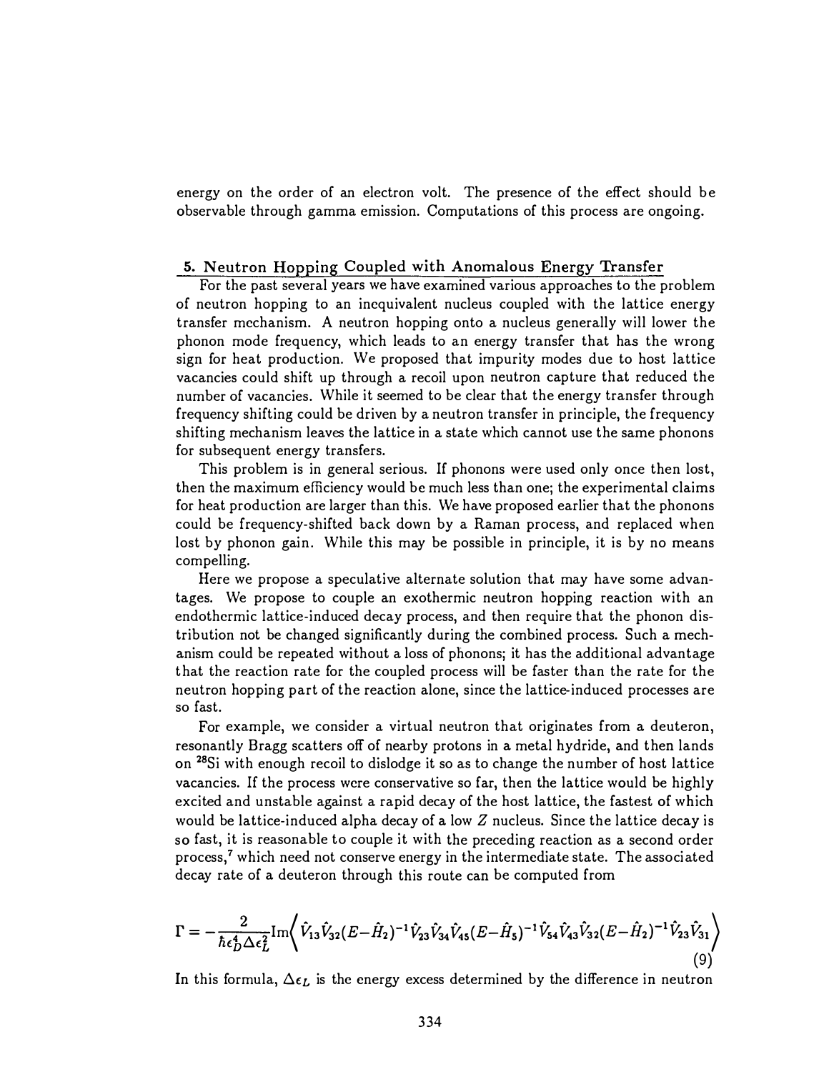energy on the order of an electron volt. The presence of the effect should be observable through gamma emission. Computations of this process are ongoing.

## 5. Neutron Hopping Coupled with Anomalous Energy Transfer

For the past several years we have examined various approaches to the problem of neutron hopping to an inequivalent nucleus coupled with the lattice energy transfer mechanism. A neutron hopping onto a nucleus generally will lower the phonon mode frequency, which leads to an energy transfer that has the wrong sign for heat production. We proposed that impurity modes due to host lattice vacancies could shift up through a recoil upon neutron capture that reduced the number of vacancies. While it seemed to be clear that the energy transfer through frequency shifting could be driven by a neutron transfer in principle, the frequency shifting mechanism leaves the lattice in a state which cannot use the same phonons for subsequent energy transfers.

This problem is in general serious. If phonons were used only once then lost, then the maximum efficiency would be much less than one; the experimental claims for heat production are larger than this. We have proposed earlier that the phonons could be frequency-shifted back down by a Raman process, and replaced when lost by phonon gain. While this may be possible in principle, it is by no means compelling.

Here we propose a speculative alternate solution that may have some advantages. We propose to couple an exothermic neutron hopping reaction with an endothermic lattice-induced decay process, and then require that the phonon distribution not be changed significantly during the combined process. Such a mechanism could be repeated without a loss of phonons; it has the additional advantage that the reaction rate for the coupled process will be faster than the rate for the neutron hopping part of the reaction alone, since the lattice-induced processes are so fast.

For example, we consider a virtual neutron that originates from a deuteron, resonantly Bragg scatters off of nearby protons in a metal hydride, and then lands on $^{28}$Si with enough recoil to dislodge it so as to change the number of host lattice vacancies. If the process were conservative so far, then the lattice would be highly excited and unstable against a rapid decay of the host lattice, the fastest of which would be lattice-induced alpha decay of a low $Z$ nucleus. Since the lattice decay is so fast, it is reasonable to couple it with the preceding reaction as a second order process,[7] which need not conserve energy in the intermediate state. The associated decay rate of a deuteron through this route can be computed from

$$\Gamma = -\frac{2}{\hbar \epsilon_D^4 \Delta\epsilon_L^2} \mathrm{Im}\left\langle \hat{V}_{13}\hat{V}_{32}(E-\hat{H}_2)^{-1}\hat{V}_{23}\hat{V}_{34}\hat{V}_{45}(E-\hat{H}_5)^{-1}\hat{V}_{54}\hat{V}_{43}\hat{V}_{32}(E-\hat{H}_2)^{-1}\hat{V}_{23}\hat{V}_{31} \right\rangle \tag{9}$$

In this formula, $\Delta\epsilon_L$ is the energy excess determined by the difference in neutron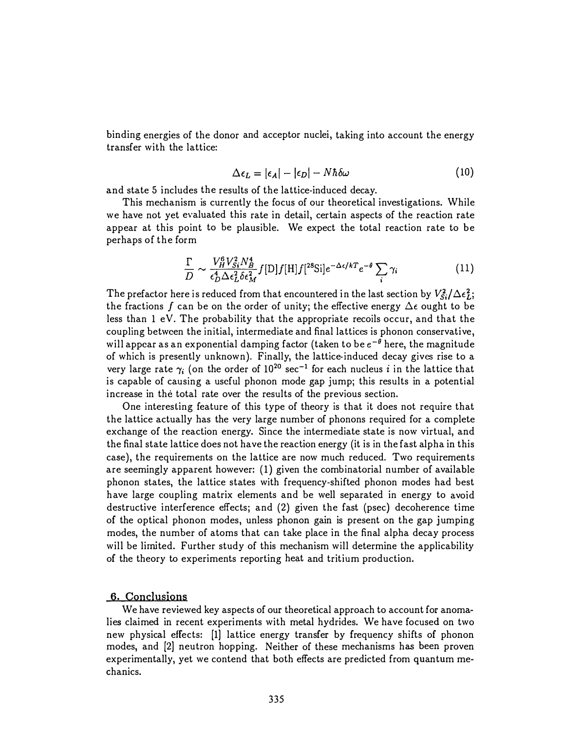binding energies of the donor and acceptor nuclei, taking into account the energy transfer with the lattice:

$$\Delta\epsilon_L = |\epsilon_A| - |\epsilon_D| - N\hbar\delta\omega \tag{10}$$

and state 5 includes the results of the lattice-induced decay.

This mechanism is currently the focus of our theoretical investigations. While we have not yet evaluated this rate in detail, certain aspects of the reaction rate appear at this point to be plausible. We expect the total reaction rate to be perhaps of the form

$$\frac{\Gamma}{D} \sim \frac{V_H^6 V_{Si}^2 N_B^4}{\epsilon_D^4 \Delta\epsilon_L^2 \delta\epsilon_M^2} f[\mathrm{D}] f[\mathrm{H}] f[^{28}\mathrm{Si}] e^{-\Delta\epsilon/kT} e^{-\theta} \sum_i \gamma_i \tag{11}$$

The prefactor here is reduced from that encountered in the last section by $V_{Si}^2/\Delta\epsilon_L^2$; the fractions $f$ can be on the order of unity; the effective energy $\Delta\epsilon$ ought to be less than 1 eV. The probability that the appropriate recoils occur, and that the coupling between the initial, intermediate and final lattices is phonon conservative, will appear as an exponential damping factor (taken to be $e^{-\theta}$ here, the magnitude of which is presently unknown). Finally, the lattice-induced decay gives rise to a very large rate $\gamma_i$ (on the order of $10^{20}$ sec$^{-1}$ for each nucleus $i$ in the lattice that is capable of causing a useful phonon mode gap jump; this results in a potential increase in the total rate over the results of the previous section.

One interesting feature of this type of theory is that it does not require that the lattice actually has the very large number of phonons required for a complete exchange of the reaction energy. Since the intermediate state is now virtual, and the final state lattice does not have the reaction energy (it is in the fast alpha in this case), the requirements on the lattice are now much reduced. Two requirements are seemingly apparent however: (1) given the combinatorial number of available phonon states, the lattice states with frequency-shifted phonon modes had best have large coupling matrix elements and be well separated in energy to avoid destructive interference effects; and (2) given the fast (psec) decoherence time of the optical phonon modes, unless phonon gain is present on the gap jumping modes, the number of atoms that can take place in the final alpha decay process will be limited. Further study of this mechanism will determine the applicability of the theory to experiments reporting heat and tritium production.

## 6. Conclusions

We have reviewed key aspects of our theoretical approach to account for anomalies claimed in recent experiments with metal hydrides. We have focused on two new physical effects: [1] lattice energy transfer by frequency shifts of phonon modes, and [2] neutron hopping. Neither of these mechanisms has been proven experimentally, yet we contend that both effects are predicted from quantum mechanics.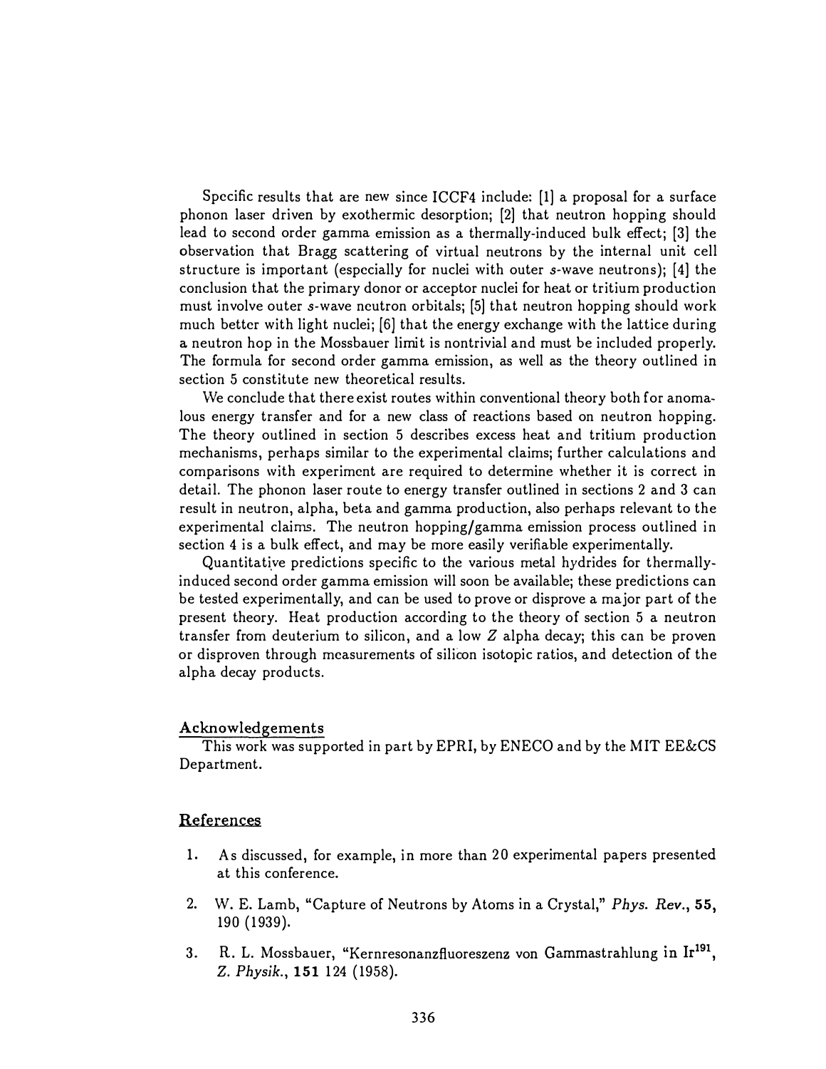Specific results that are new since ICCF4 include: [1] a proposal for a surface phonon laser driven by exothermic desorption; [2] that neutron hopping should lead to second order gamma emission as a thermally-induced bulk effect; [3] the observation that Bragg scattering of virtual neutrons by the internal unit cell structure is important (especially for nuclei with outer $s$-wave neutrons); [4] the conclusion that the primary donor or acceptor nuclei for heat or tritium production must involve outer $s$-wave neutron orbitals; [5] that neutron hopping should work much better with light nuclei; [6] that the energy exchange with the lattice during a neutron hop in the Mossbauer limit is nontrivial and must be included properly. The formula for second order gamma emission, as well as the theory outlined in section 5 constitute new theoretical results.

We conclude that there exist routes within conventional theory both for anomalous energy transfer and for a new class of reactions based on neutron hopping. The theory outlined in section 5 describes excess heat and tritium production mechanisms, perhaps similar to the experimental claims; further calculations and comparisons with experiment are required to determine whether it is correct in detail. The phonon laser route to energy transfer outlined in sections 2 and 3 can result in neutron, alpha, beta and gamma production, also perhaps relevant to the experimental claims. The neutron hopping/gamma emission process outlined in section 4 is a bulk effect, and may be more easily verifiable experimentally.

Quantitative predictions specific to the various metal hydrides for thermally-induced second order gamma emission will soon be available; these predictions can be tested experimentally, and can be used to prove or disprove a major part of the present theory. Heat production according to the theory of section 5 a neutron transfer from deuterium to silicon, and a low $Z$ alpha decay; this can be proven or disproven through measurements of silicon isotopic ratios, and detection of the alpha decay products.

## Acknowledgements

This work was supported in part by EPRI, by ENECO and by the MIT EE&CS Department.

## References

1. As discussed, for example, in more than 20 experimental papers presented at this conference.
2. W. E. Lamb, "Capture of Neutrons by Atoms in a Crystal," *Phys. Rev.*, **55**, 190 (1939).
3. R. L. Mossbauer, "Kernresonanzfluoreszenz von Gammastrahlung in $Ir^{191}$, *Z. Physik.*, **151** 124 (1958).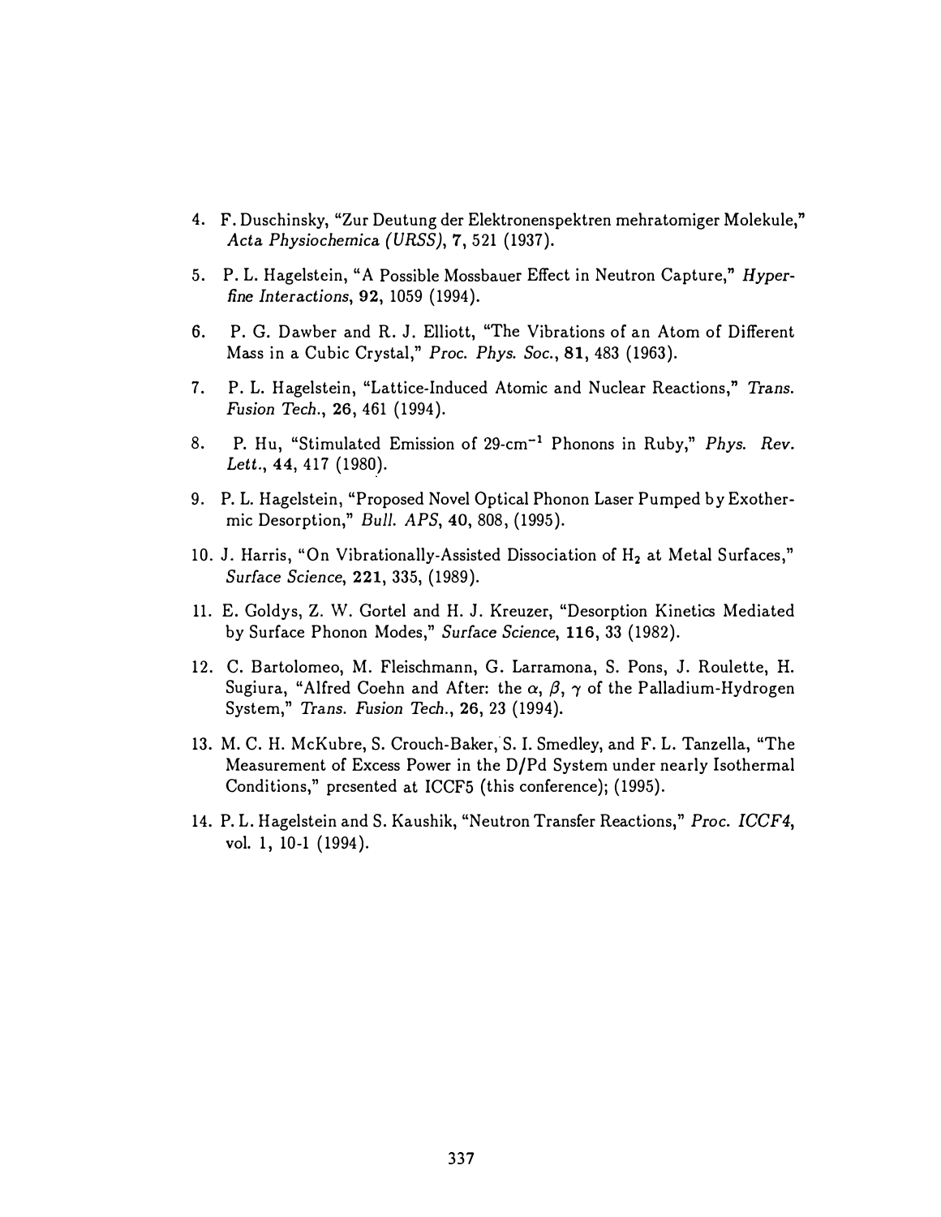4. F. Duschinsky, "Zur Deutung der Elektronenspektren mehratomiger Molekule," *Acta Physiochemica (URSS)*, **7**, 521 (1937).

5. P. L. Hagelstein, "A Possible Mossbauer Effect in Neutron Capture," *Hyperfine Interactions*, **92**, 1059 (1994).

6. P. G. Dawber and R. J. Elliott, "The Vibrations of an Atom of Different Mass in a Cubic Crystal," *Proc. Phys. Soc.*, **81**, 483 (1963).

7. P. L. Hagelstein, "Lattice-Induced Atomic and Nuclear Reactions," *Trans. Fusion Tech.*, **26**, 461 (1994).

8. P. Hu, "Stimulated Emission of 29-cm$^{-1}$ Phonons in Ruby," *Phys. Rev. Lett.*, **44**, 417 (1980).

9. P. L. Hagelstein, "Proposed Novel Optical Phonon Laser Pumped by Exothermic Desorption," *Bull. APS*, **40**, 808, (1995).

10. J. Harris, "On Vibrationally-Assisted Dissociation of $H_2$ at Metal Surfaces," *Surface Science*, **221**, 335, (1989).

11. E. Goldys, Z. W. Gortel and H. J. Kreuzer, "Desorption Kinetics Mediated by Surface Phonon Modes," *Surface Science*, **116**, 33 (1982).

12. C. Bartolomeo, M. Fleischmann, G. Larramona, S. Pons, J. Roulette, H. Sugiura, "Alfred Coehn and After: the $\alpha$, $\beta$, $\gamma$ of the Palladium-Hydrogen System," *Trans. Fusion Tech.*, **26**, 23 (1994).

13. M. C. H. McKubre, S. Crouch-Baker, S. I. Smedley, and F. L. Tanzella, "The Measurement of Excess Power in the D/Pd System under nearly Isothermal Conditions," presented at ICCF5 (this conference); (1995).

14. P. L. Hagelstein and S. Kaushik, "Neutron Transfer Reactions," *Proc. ICCF4*, vol. 1, 10-1 (1994).